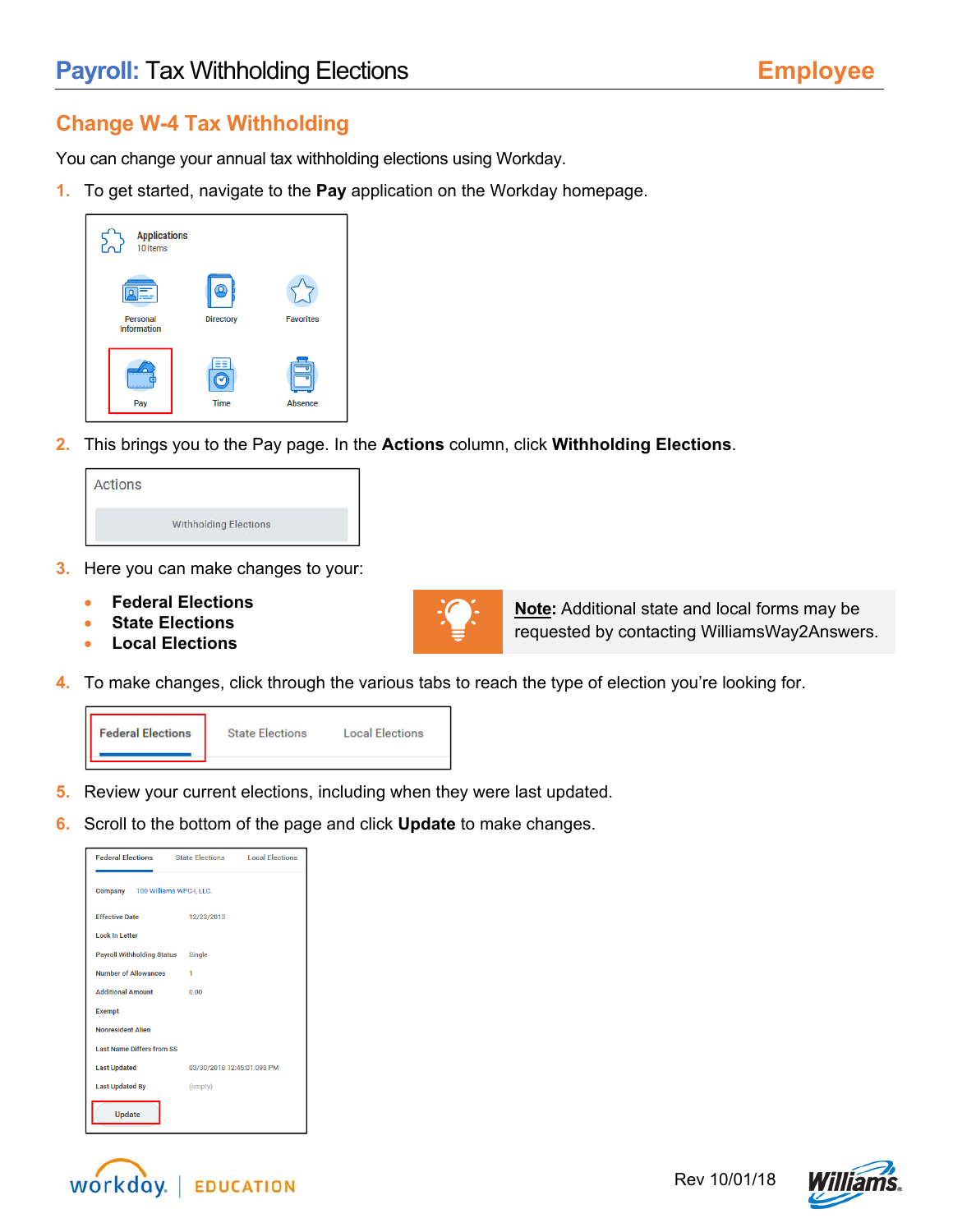# Payroll: Tax Withholding Elections

**Employee**

## Change W-4 Tax Withholding

You can change your annual tax withholding elections using Workday.

1. To get started, navigate to the **Pay** application on the Workday homepage.

2. This brings you to the Pay page. In the **Actions** column, click **Withholding Elections**.

3. Here you can make changes to your:
   - **Federal Elections**
   - **State Elections**
   - **Local Elections**

**Note:** Additional state and local forms may be requested by contacting WilliamsWay2Answers.

4. To make changes, click through the various tabs to reach the type of election you're looking for.

5. Review your current elections, including when they were last updated.

6. Scroll to the bottom of the page and click **Update** to make changes.

Rev 10/01/18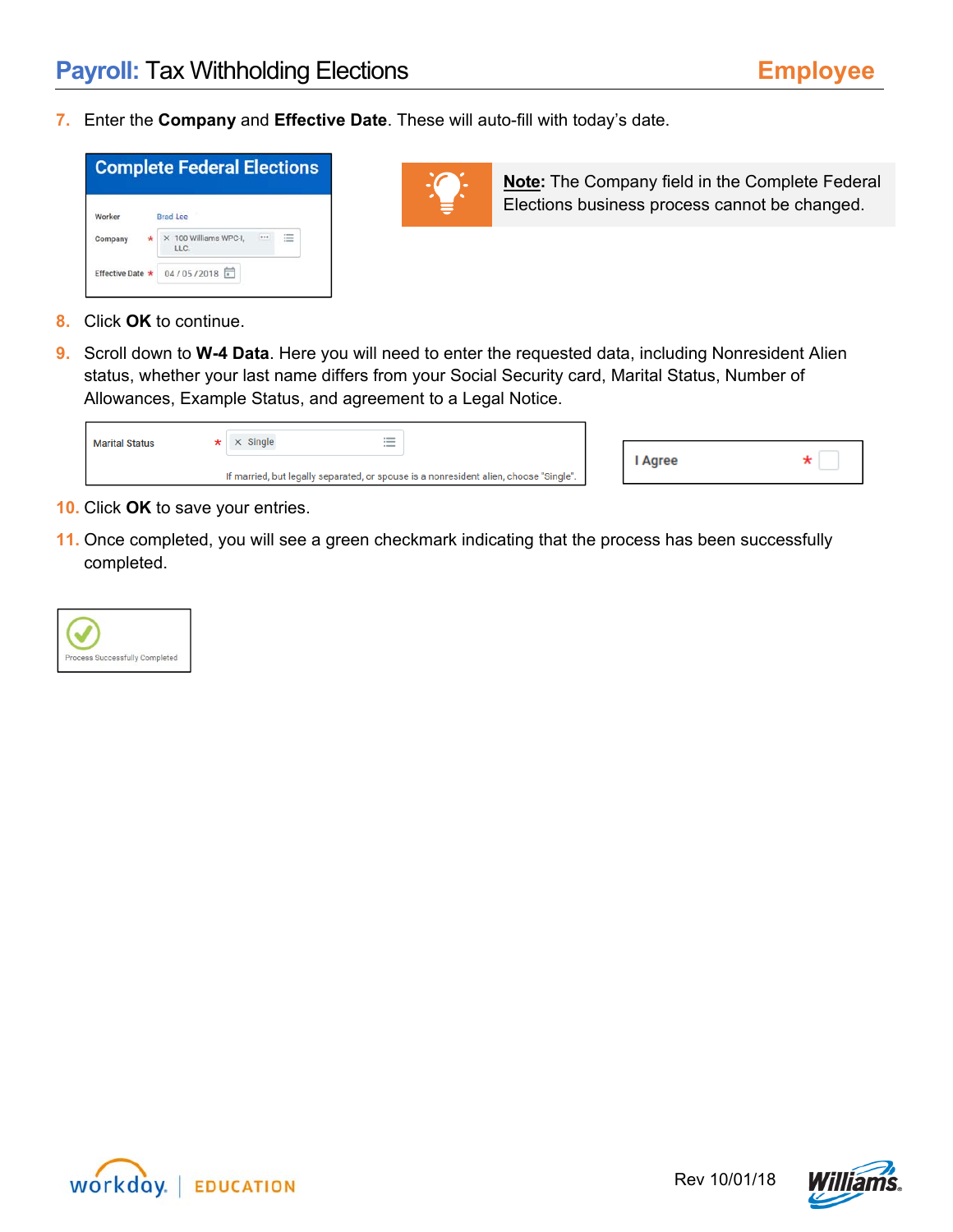# Payroll: Tax Withholding Elections

7. Enter the **Company** and **Effective Date**. These will auto-fill with today's date.

**Complete Federal Elections**

Worker: Brad Lee

Company *: 100 Williams WPC-I, LLC

Effective Date *: 04 / 05 / 2018

**Note:** The Company field in the Complete Federal Elections business process cannot be changed.

8. Click **OK** to continue.
9. Scroll down to **W-4 Data**. Here you will need to enter the requested data, including Nonresident Alien status, whether your last name differs from your Social Security card, Marital Status, Number of Allowances, Example Status, and agreement to a Legal Notice.

Marital Status *: Single

If married, but legally separated, or spouse is a nonresident alien, choose "Single".

I Agree *

10. Click **OK** to save your entries.
11. Once completed, you will see a green checkmark indicating that the process has been successfully completed.

Process Successfully Completed